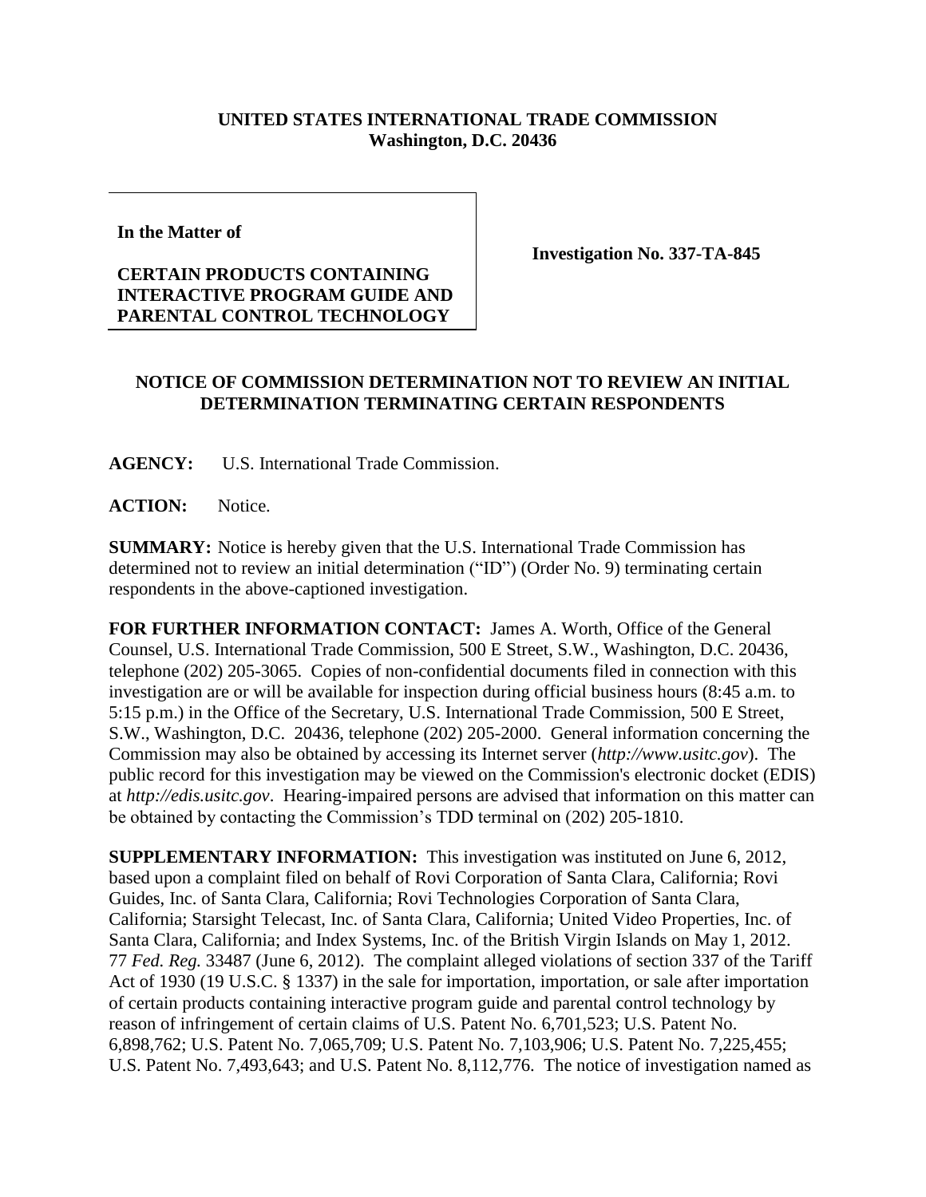**UNITED STATES INTERNATIONAL TRADE COMMISSION**
**Washington, D.C. 20436**

**In the Matter of**

**CERTAIN PRODUCTS CONTAINING INTERACTIVE PROGRAM GUIDE AND PARENTAL CONTROL TECHNOLOGY**

**Investigation No. 337-TA-845**

**NOTICE OF COMMISSION DETERMINATION NOT TO REVIEW AN INITIAL DETERMINATION TERMINATING CERTAIN RESPONDENTS**

**AGENCY:** U.S. International Trade Commission.

**ACTION:** Notice.

**SUMMARY:** Notice is hereby given that the U.S. International Trade Commission has determined not to review an initial determination ("ID") (Order No. 9) terminating certain respondents in the above-captioned investigation.

**FOR FURTHER INFORMATION CONTACT:** James A. Worth, Office of the General Counsel, U.S. International Trade Commission, 500 E Street, S.W., Washington, D.C. 20436, telephone (202) 205-3065. Copies of non-confidential documents filed in connection with this investigation are or will be available for inspection during official business hours (8:45 a.m. to 5:15 p.m.) in the Office of the Secretary, U.S. International Trade Commission, 500 E Street, S.W., Washington, D.C. 20436, telephone (202) 205-2000. General information concerning the Commission may also be obtained by accessing its Internet server (*http://www.usitc.gov*). The public record for this investigation may be viewed on the Commission's electronic docket (EDIS) at *http://edis.usitc.gov*. Hearing-impaired persons are advised that information on this matter can be obtained by contacting the Commission's TDD terminal on (202) 205-1810.

**SUPPLEMENTARY INFORMATION:** This investigation was instituted on June 6, 2012, based upon a complaint filed on behalf of Rovi Corporation of Santa Clara, California; Rovi Guides, Inc. of Santa Clara, California; Rovi Technologies Corporation of Santa Clara, California; Starsight Telecast, Inc. of Santa Clara, California; United Video Properties, Inc. of Santa Clara, California; and Index Systems, Inc. of the British Virgin Islands on May 1, 2012. 77 *Fed. Reg.* 33487 (June 6, 2012). The complaint alleged violations of section 337 of the Tariff Act of 1930 (19 U.S.C. § 1337) in the sale for importation, importation, or sale after importation of certain products containing interactive program guide and parental control technology by reason of infringement of certain claims of U.S. Patent No. 6,701,523; U.S. Patent No. 6,898,762; U.S. Patent No. 7,065,709; U.S. Patent No. 7,103,906; U.S. Patent No. 7,225,455; U.S. Patent No. 7,493,643; and U.S. Patent No. 8,112,776. The notice of investigation named as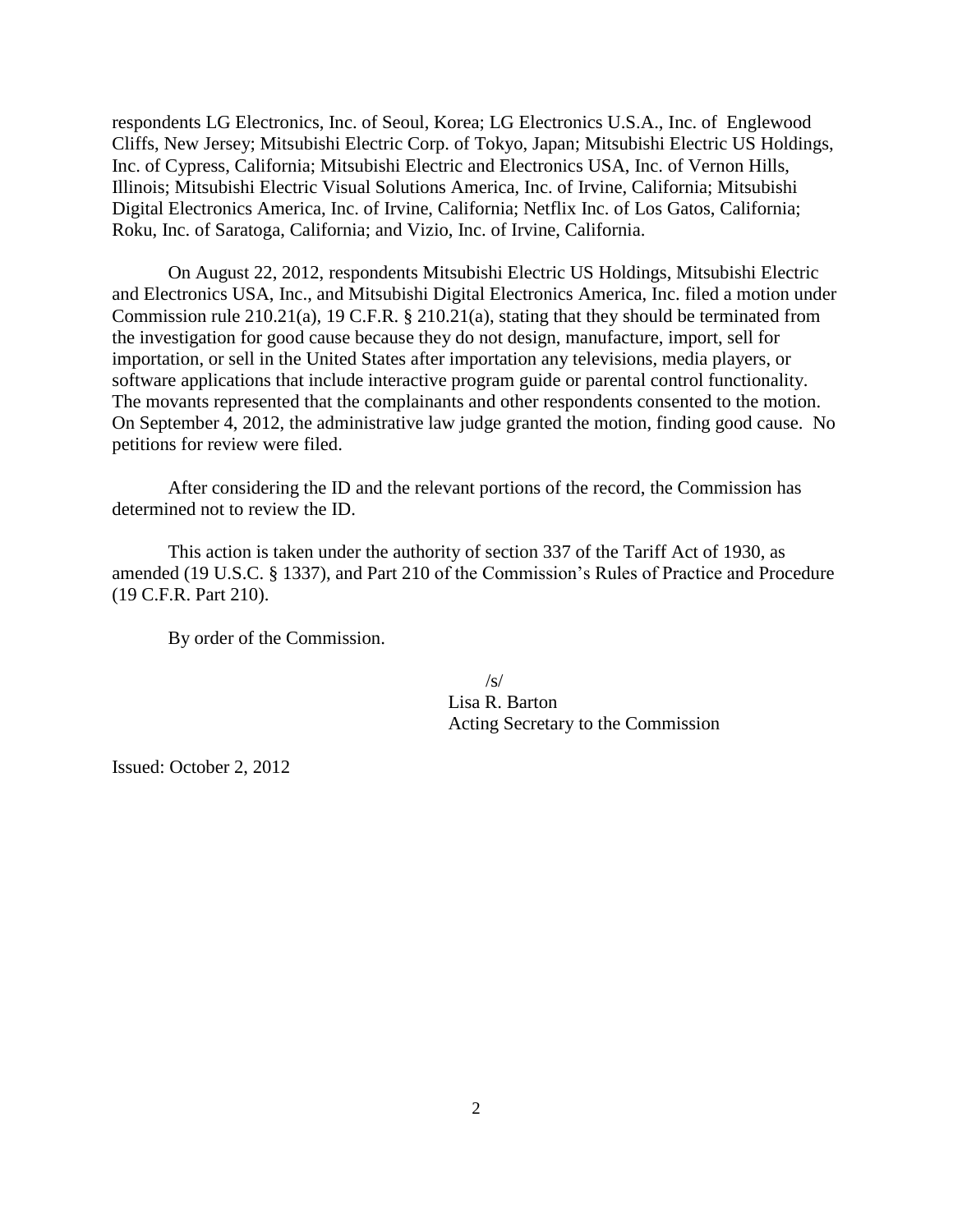respondents LG Electronics, Inc. of Seoul, Korea; LG Electronics U.S.A., Inc. of Englewood Cliffs, New Jersey; Mitsubishi Electric Corp. of Tokyo, Japan; Mitsubishi Electric US Holdings, Inc. of Cypress, California; Mitsubishi Electric and Electronics USA, Inc. of Vernon Hills, Illinois; Mitsubishi Electric Visual Solutions America, Inc. of Irvine, California; Mitsubishi Digital Electronics America, Inc. of Irvine, California; Netflix Inc. of Los Gatos, California; Roku, Inc. of Saratoga, California; and Vizio, Inc. of Irvine, California.

On August 22, 2012, respondents Mitsubishi Electric US Holdings, Mitsubishi Electric and Electronics USA, Inc., and Mitsubishi Digital Electronics America, Inc. filed a motion under Commission rule 210.21(a), 19 C.F.R. § 210.21(a), stating that they should be terminated from the investigation for good cause because they do not design, manufacture, import, sell for importation, or sell in the United States after importation any televisions, media players, or software applications that include interactive program guide or parental control functionality. The movants represented that the complainants and other respondents consented to the motion. On September 4, 2012, the administrative law judge granted the motion, finding good cause. No petitions for review were filed.

After considering the ID and the relevant portions of the record, the Commission has determined not to review the ID.

This action is taken under the authority of section 337 of the Tariff Act of 1930, as amended (19 U.S.C. § 1337), and Part 210 of the Commission's Rules of Practice and Procedure (19 C.F.R. Part 210).

By order of the Commission.

/s/
Lisa R. Barton
Acting Secretary to the Commission

Issued: October 2, 2012